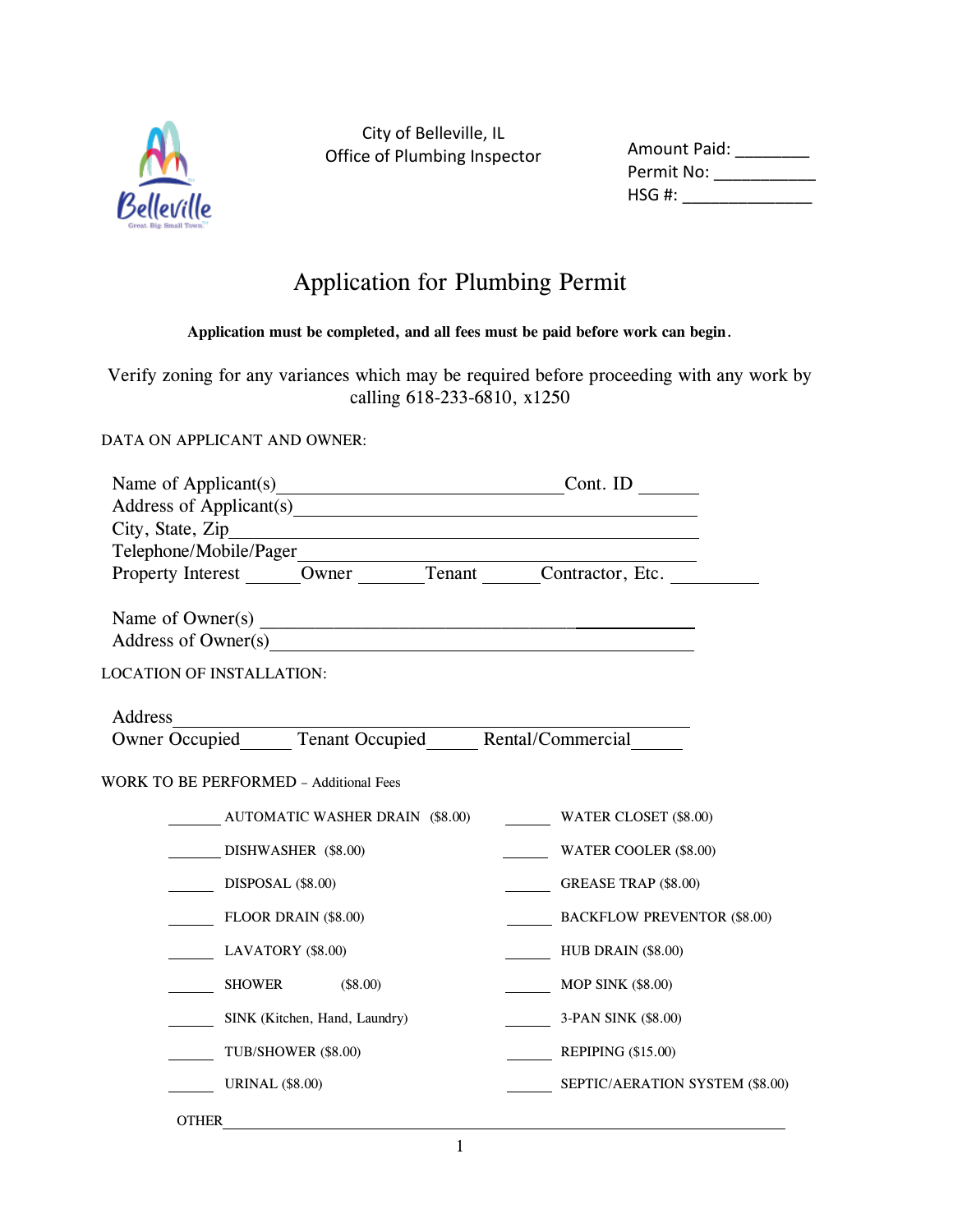City of Belleville, IL
Office of Plumbing Inspector

Amount Paid: ________
Permit No: ___________
HSG #: ______________

# Application for Plumbing Permit

**Application must be completed, and all fees must be paid before work can begin.**

Verify zoning for any variances which may be required before proceeding with any work by calling 618-233-6810, x1250

DATA ON APPLICANT AND OWNER:

Name of Applicant(s)________________________________ Cont. ID _______
Address of Applicant(s)_______________________________________________
City, State, Zip______________________________________________________
Telephone/Mobile/Pager_______________________________________________
Property Interest ______Owner _______Tenant ______Contractor, Etc. __________

Name of Owner(s) ___________________________________________________
Address of Owner(s)__________________________________________________

LOCATION OF INSTALLATION:

Address_____________________________________________________________
Owner Occupied______ Tenant Occupied______ Rental/Commercial______

WORK TO BE PERFORMED – Additional Fees

______ AUTOMATIC WASHER DRAIN ($8.00)
______ DISHWASHER ($8.00)
______ DISPOSAL ($8.00)
______ FLOOR DRAIN ($8.00)
______ LAVATORY ($8.00)
______ SHOWER ($8.00)
______ SINK (Kitchen, Hand, Laundry)
______ TUB/SHOWER ($8.00)
______ URINAL ($8.00)
______ WATER CLOSET ($8.00)
______ WATER COOLER ($8.00)
______ GREASE TRAP ($8.00)
______ BACKFLOW PREVENTOR ($8.00)
______ HUB DRAIN ($8.00)
______ MOP SINK ($8.00)
______ 3-PAN SINK ($8.00)
______ REPIPING ($15.00)
______ SEPTIC/AERATION SYSTEM ($8.00)

OTHER_______________________________________________________________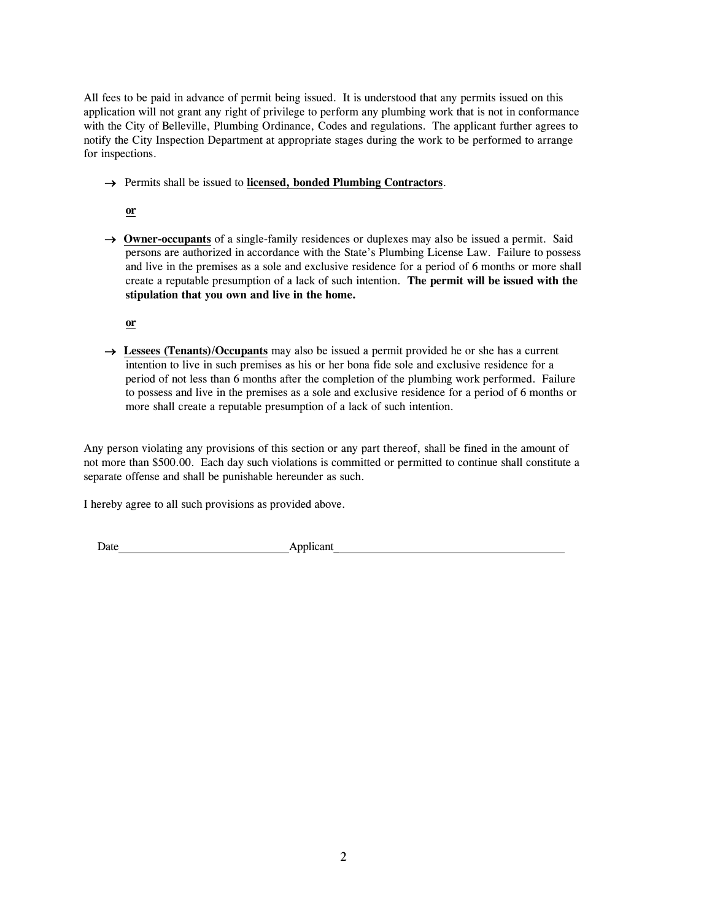All fees to be paid in advance of permit being issued. It is understood that any permits issued on this application will not grant any right of privilege to perform any plumbing work that is not in conformance with the City of Belleville, Plumbing Ordinance, Codes and regulations. The applicant further agrees to notify the City Inspection Department at appropriate stages during the work to be performed to arrange for inspections.

→ Permits shall be issued to **licensed, bonded Plumbing Contractors**.

**or**

→ **Owner-occupants** of a single-family residences or duplexes may also be issued a permit. Said persons are authorized in accordance with the State's Plumbing License Law. Failure to possess and live in the premises as a sole and exclusive residence for a period of 6 months or more shall create a reputable presumption of a lack of such intention. **The permit will be issued with the stipulation that you own and live in the home.**

**or**

→ **Lessees (Tenants)/Occupants** may also be issued a permit provided he or she has a current intention to live in such premises as his or her bona fide sole and exclusive residence for a period of not less than 6 months after the completion of the plumbing work performed. Failure to possess and live in the premises as a sole and exclusive residence for a period of 6 months or more shall create a reputable presumption of a lack of such intention.

Any person violating any provisions of this section or any part thereof, shall be fined in the amount of not more than $500.00. Each day such violations is committed or permitted to continue shall constitute a separate offense and shall be punishable hereunder as such.

I hereby agree to all such provisions as provided above.

Date____________________________ Applicant_______________________________________